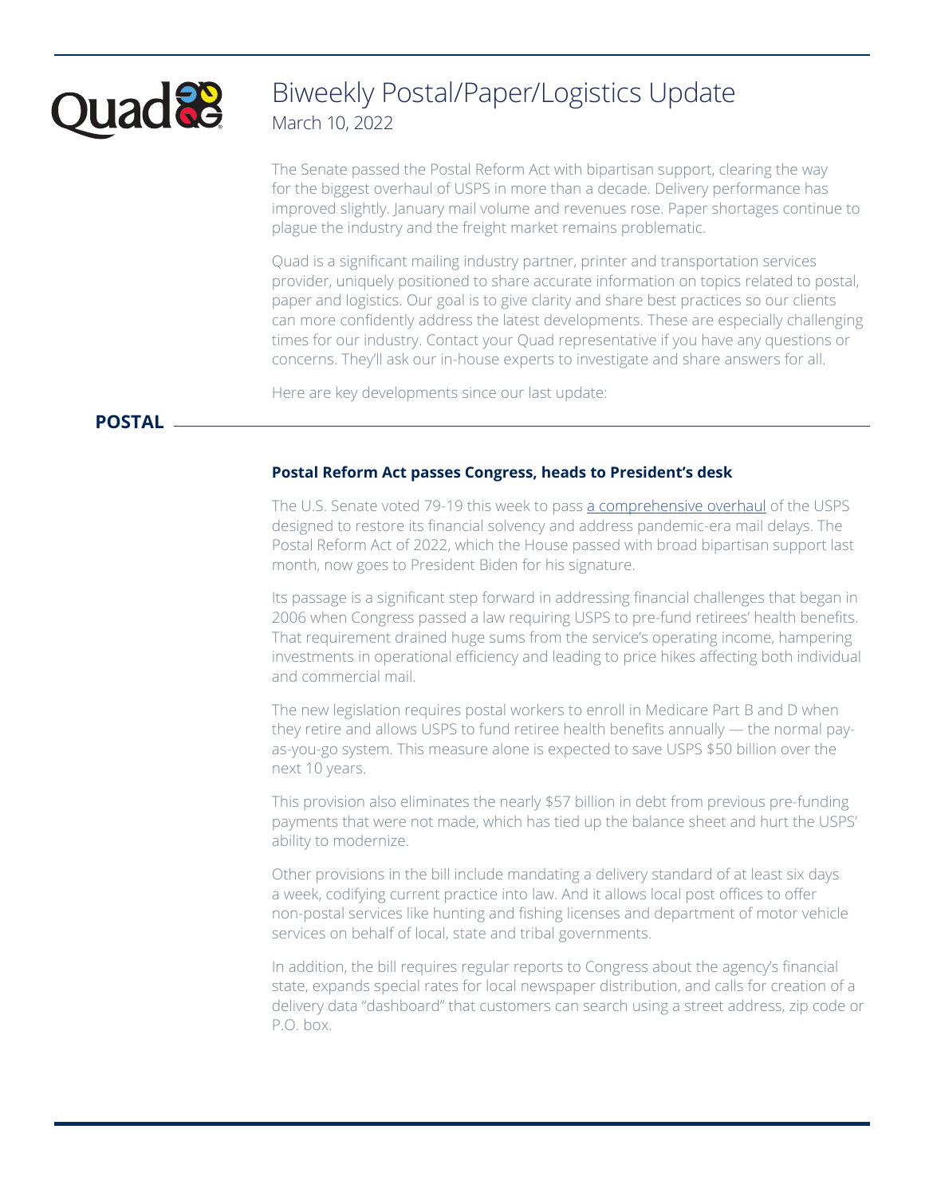# Biweekly Postal/Paper/Logistics Update

March 10, 2022

The Senate passed the Postal Reform Act with bipartisan support, clearing the way for the biggest overhaul of USPS in more than a decade. Delivery performance has improved slightly. January mail volume and revenues rose. Paper shortages continue to plague the industry and the freight market remains problematic.

Quad is a significant mailing industry partner, printer and transportation services provider, uniquely positioned to share accurate information on topics related to postal, paper and logistics. Our goal is to give clarity and share best practices so our clients can more confidently address the latest developments. These are especially challenging times for our industry. Contact your Quad representative if you have any questions or concerns. They'll ask our in-house experts to investigate and share answers for all.

Here are key developments since our last update:

## POSTAL

### Postal Reform Act passes Congress, heads to President's desk

The U.S. Senate voted 79-19 this week to pass a comprehensive overhaul of the USPS designed to restore its financial solvency and address pandemic-era mail delays. The Postal Reform Act of 2022, which the House passed with broad bipartisan support last month, now goes to President Biden for his signature.

Its passage is a significant step forward in addressing financial challenges that began in 2006 when Congress passed a law requiring USPS to pre-fund retirees' health benefits. That requirement drained huge sums from the service's operating income, hampering investments in operational efficiency and leading to price hikes affecting both individual and commercial mail.

The new legislation requires postal workers to enroll in Medicare Part B and D when they retire and allows USPS to fund retiree health benefits annually — the normal pay-as-you-go system. This measure alone is expected to save USPS $50 billion over the next 10 years.

This provision also eliminates the nearly $57 billion in debt from previous pre-funding payments that were not made, which has tied up the balance sheet and hurt the USPS' ability to modernize.

Other provisions in the bill include mandating a delivery standard of at least six days a week, codifying current practice into law. And it allows local post offices to offer non-postal services like hunting and fishing licenses and department of motor vehicle services on behalf of local, state and tribal governments.

In addition, the bill requires regular reports to Congress about the agency's financial state, expands special rates for local newspaper distribution, and calls for creation of a delivery data "dashboard" that customers can search using a street address, zip code or P.O. box.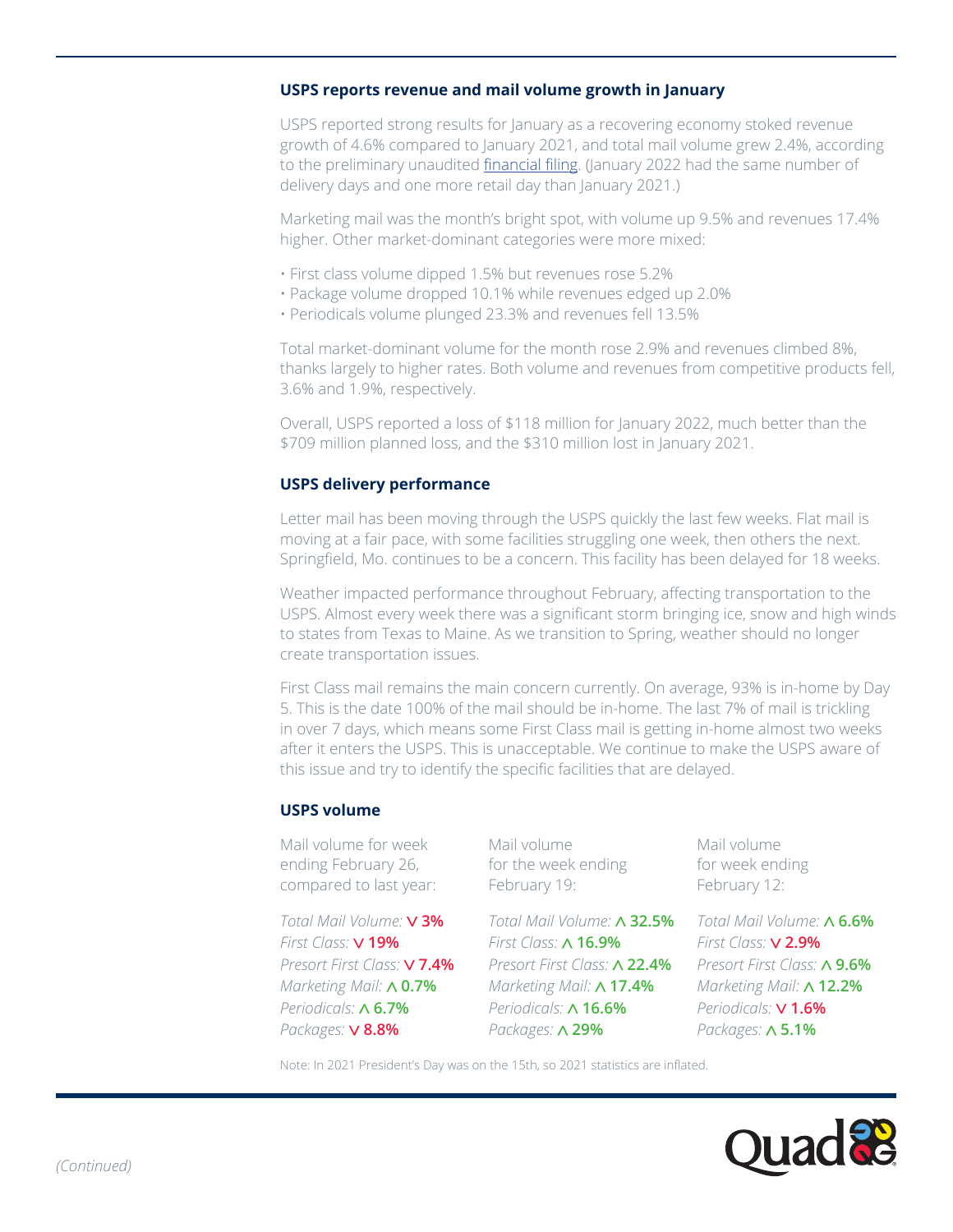### USPS reports revenue and mail volume growth in January

USPS reported strong results for January as a recovering economy stoked revenue growth of 4.6% compared to January 2021, and total mail volume grew 2.4%, according to the preliminary unaudited financial filing. (January 2022 had the same number of delivery days and one more retail day than January 2021.)

Marketing mail was the month's bright spot, with volume up 9.5% and revenues 17.4% higher. Other market-dominant categories were more mixed:

- First class volume dipped 1.5% but revenues rose 5.2%
- Package volume dropped 10.1% while revenues edged up 2.0%
- Periodicals volume plunged 23.3% and revenues fell 13.5%

Total market-dominant volume for the month rose 2.9% and revenues climbed 8%, thanks largely to higher rates. Both volume and revenues from competitive products fell, 3.6% and 1.9%, respectively.

Overall, USPS reported a loss of $118 million for January 2022, much better than the $709 million planned loss, and the $310 million lost in January 2021.

### USPS delivery performance

Letter mail has been moving through the USPS quickly the last few weeks. Flat mail is moving at a fair pace, with some facilities struggling one week, then others the next. Springfield, Mo. continues to be a concern. This facility has been delayed for 18 weeks.

Weather impacted performance throughout February, affecting transportation to the USPS. Almost every week there was a significant storm bringing ice, snow and high winds to states from Texas to Maine. As we transition to Spring, weather should no longer create transportation issues.

First Class mail remains the main concern currently. On average, 93% is in-home by Day 5. This is the date 100% of the mail should be in-home. The last 7% of mail is trickling in over 7 days, which means some First Class mail is getting in-home almost two weeks after it enters the USPS. This is unacceptable. We continue to make the USPS aware of this issue and try to identify the specific facilities that are delayed.

### USPS volume

Mail volume for week ending February 26, compared to last year:

*Total Mail Volume:* ∨ **3%**
*First Class:* ∨ **19%**
*Presort First Class:* ∨ **7.4%**
*Marketing Mail:* ∧ **0.7%**
*Periodicals:* ∧ **6.7%**
*Packages:* ∨ **8.8%**

Mail volume for the week ending February 19:

*Total Mail Volume:* ∧ **32.5%**
*First Class:* ∧ **16.9%**
*Presort First Class:* ∧ **22.4%**
*Marketing Mail:* ∧ **17.4%**
*Periodicals:* ∧ **16.6%**
*Packages:* ∧ **29%**

Mail volume for week ending February 12:

*Total Mail Volume:* ∧ **6.6%**
*First Class:* ∨ **2.9%**
*Presort First Class:* ∧ **9.6%**
*Marketing Mail:* ∧ **12.2%**
*Periodicals:* ∨ **1.6%**
*Packages:* ∧ **5.1%**

Note: In 2021 President's Day was on the 15th, so 2021 statistics are inflated.

*(Continued)*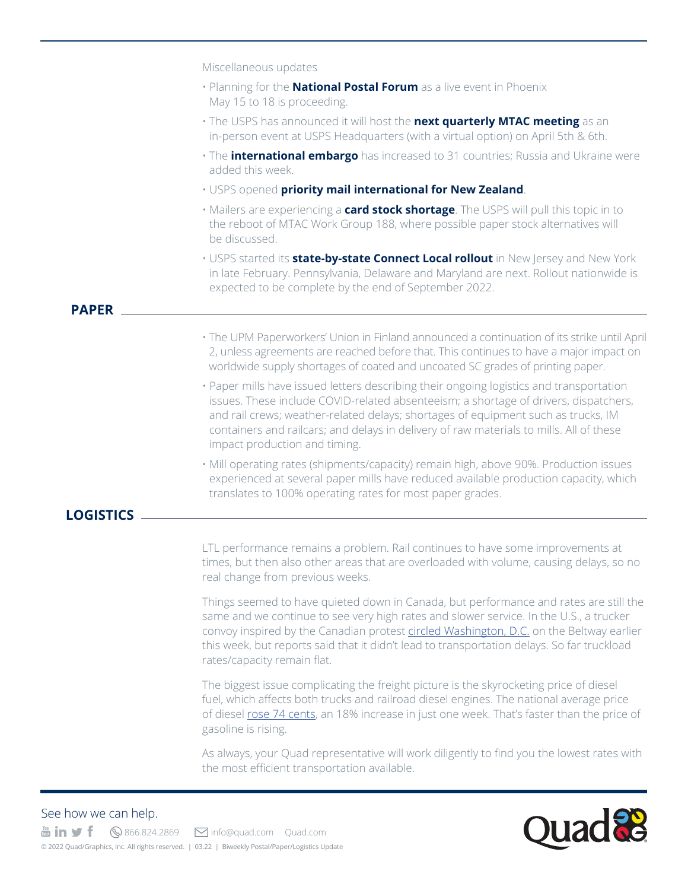Miscellaneous updates

- Planning for the **National Postal Forum** as a live event in Phoenix May 15 to 18 is proceeding.
- The USPS has announced it will host the **next quarterly MTAC meeting** as an in-person event at USPS Headquarters (with a virtual option) on April 5th & 6th.
- The **international embargo** has increased to 31 countries; Russia and Ukraine were added this week.
- USPS opened **priority mail international for New Zealand**.
- Mailers are experiencing a **card stock shortage**. The USPS will pull this topic in to the reboot of MTAC Work Group 188, where possible paper stock alternatives will be discussed.
- USPS started its **state-by-state Connect Local rollout** in New Jersey and New York in late February. Pennsylvania, Delaware and Maryland are next. Rollout nationwide is expected to be complete by the end of September 2022.

## PAPER

- The UPM Paperworkers' Union in Finland announced a continuation of its strike until April 2, unless agreements are reached before that. This continues to have a major impact on worldwide supply shortages of coated and uncoated SC grades of printing paper.
- Paper mills have issued letters describing their ongoing logistics and transportation issues. These include COVID-related absenteeism; a shortage of drivers, dispatchers, and rail crews; weather-related delays; shortages of equipment such as trucks, IM containers and railcars; and delays in delivery of raw materials to mills. All of these impact production and timing.
- Mill operating rates (shipments/capacity) remain high, above 90%. Production issues experienced at several paper mills have reduced available production capacity, which translates to 100% operating rates for most paper grades.

## LOGISTICS

LTL performance remains a problem. Rail continues to have some improvements at times, but then also other areas that are overloaded with volume, causing delays, so no real change from previous weeks.

Things seemed to have quieted down in Canada, but performance and rates are still the same and we continue to see very high rates and slower service. In the U.S., a trucker convoy inspired by the Canadian protest circled Washington, D.C. on the Beltway earlier this week, but reports said that it didn't lead to transportation delays. So far truckload rates/capacity remain flat.

The biggest issue complicating the freight picture is the skyrocketing price of diesel fuel, which affects both trucks and railroad diesel engines. The national average price of diesel rose 74 cents, an 18% increase in just one week. That's faster than the price of gasoline is rising.

As always, your Quad representative will work diligently to find you the lowest rates with the most efficient transportation available.

See how we can help.

866.824.2869 info@quad.com Quad.com

© 2022 Quad/Graphics, Inc. All rights reserved. | 03.22 | Biweekly Postal/Paper/Logistics Update